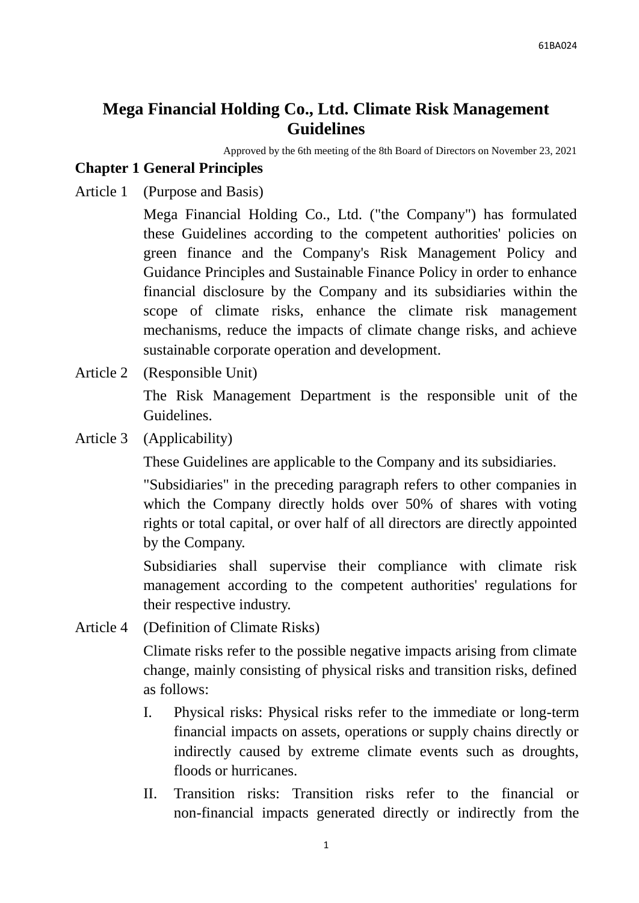# Mega Financial Holding Co., Ltd. Climate Risk Management Guidelines

Approved by the 6th meeting of the 8th Board of Directors on November 23, 2021

## Chapter 1 General Principles

Article 1 (Purpose and Basis)

Mega Financial Holding Co., Ltd. ("the Company") has formulated these Guidelines according to the competent authorities' policies on green finance and the Company's Risk Management Policy and Guidance Principles and Sustainable Finance Policy in order to enhance financial disclosure by the Company and its subsidiaries within the scope of climate risks, enhance the climate risk management mechanisms, reduce the impacts of climate change risks, and achieve sustainable corporate operation and development.

Article 2 (Responsible Unit)

The Risk Management Department is the responsible unit of the Guidelines.

Article 3 (Applicability)

These Guidelines are applicable to the Company and its subsidiaries.

"Subsidiaries" in the preceding paragraph refers to other companies in which the Company directly holds over 50% of shares with voting rights or total capital, or over half of all directors are directly appointed by the Company.

Subsidiaries shall supervise their compliance with climate risk management according to the competent authorities' regulations for their respective industry.

Article 4 (Definition of Climate Risks)

Climate risks refer to the possible negative impacts arising from climate change, mainly consisting of physical risks and transition risks, defined as follows:

I. Physical risks: Physical risks refer to the immediate or long-term financial impacts on assets, operations or supply chains directly or indirectly caused by extreme climate events such as droughts, floods or hurricanes.

II. Transition risks: Transition risks refer to the financial or non-financial impacts generated directly or indirectly from the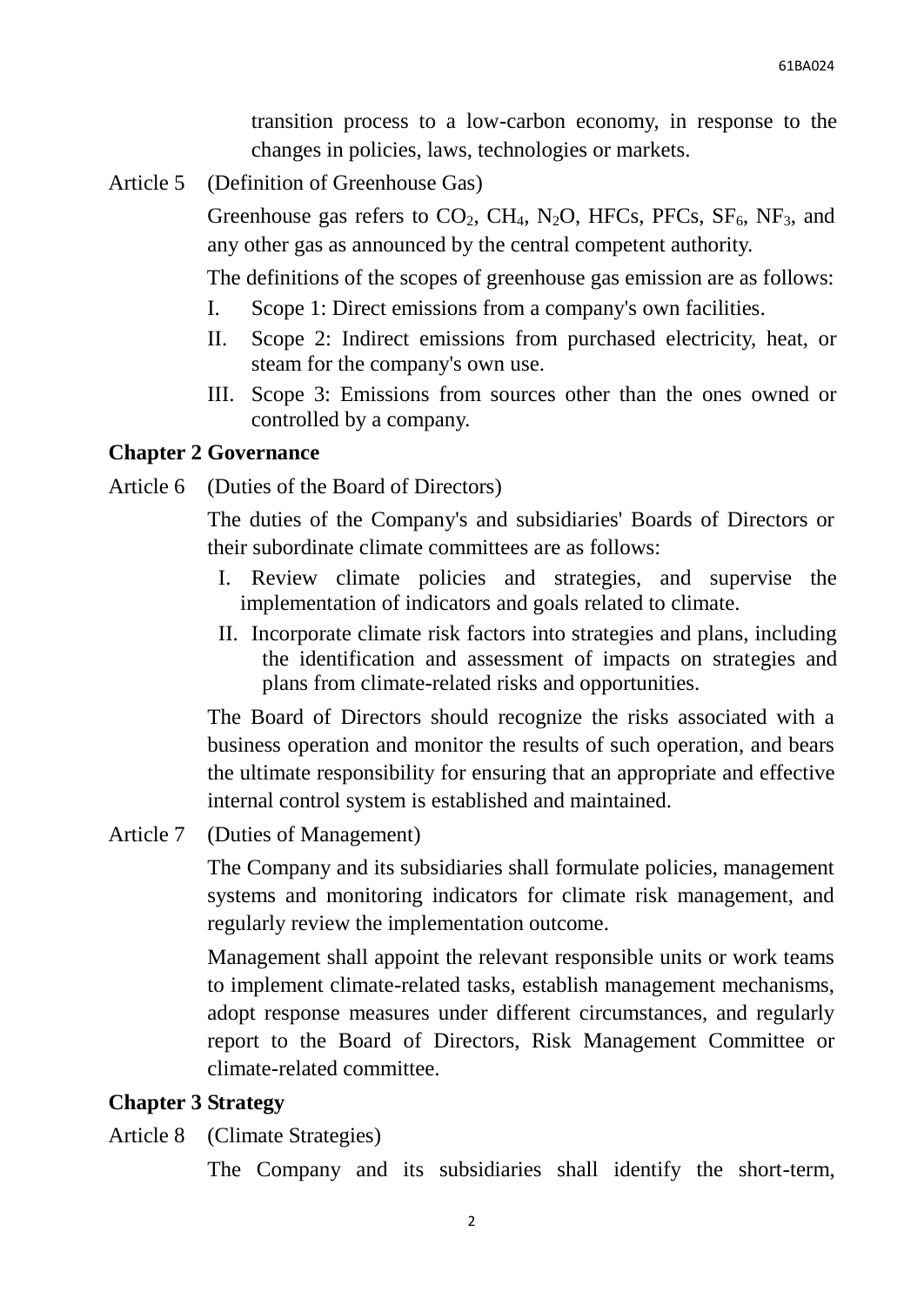transition process to a low-carbon economy, in response to the changes in policies, laws, technologies or markets.

Article 5 (Definition of Greenhouse Gas)

Greenhouse gas refers to $CO_2$, $CH_4$, $N_2O$, HFCs, PFCs, $SF_6$, $NF_3$, and any other gas as announced by the central competent authority.

The definitions of the scopes of greenhouse gas emission are as follows:

I. Scope 1: Direct emissions from a company's own facilities.

II. Scope 2: Indirect emissions from purchased electricity, heat, or steam for the company's own use.

III. Scope 3: Emissions from sources other than the ones owned or controlled by a company.

**Chapter 2 Governance**

Article 6 (Duties of the Board of Directors)

The duties of the Company's and subsidiaries' Boards of Directors or their subordinate climate committees are as follows:

I. Review climate policies and strategies, and supervise the implementation of indicators and goals related to climate.

II. Incorporate climate risk factors into strategies and plans, including the identification and assessment of impacts on strategies and plans from climate-related risks and opportunities.

The Board of Directors should recognize the risks associated with a business operation and monitor the results of such operation, and bears the ultimate responsibility for ensuring that an appropriate and effective internal control system is established and maintained.

Article 7 (Duties of Management)

The Company and its subsidiaries shall formulate policies, management systems and monitoring indicators for climate risk management, and regularly review the implementation outcome.

Management shall appoint the relevant responsible units or work teams to implement climate-related tasks, establish management mechanisms, adopt response measures under different circumstances, and regularly report to the Board of Directors, Risk Management Committee or climate-related committee.

**Chapter 3 Strategy**

Article 8 (Climate Strategies)

The Company and its subsidiaries shall identify the short-term,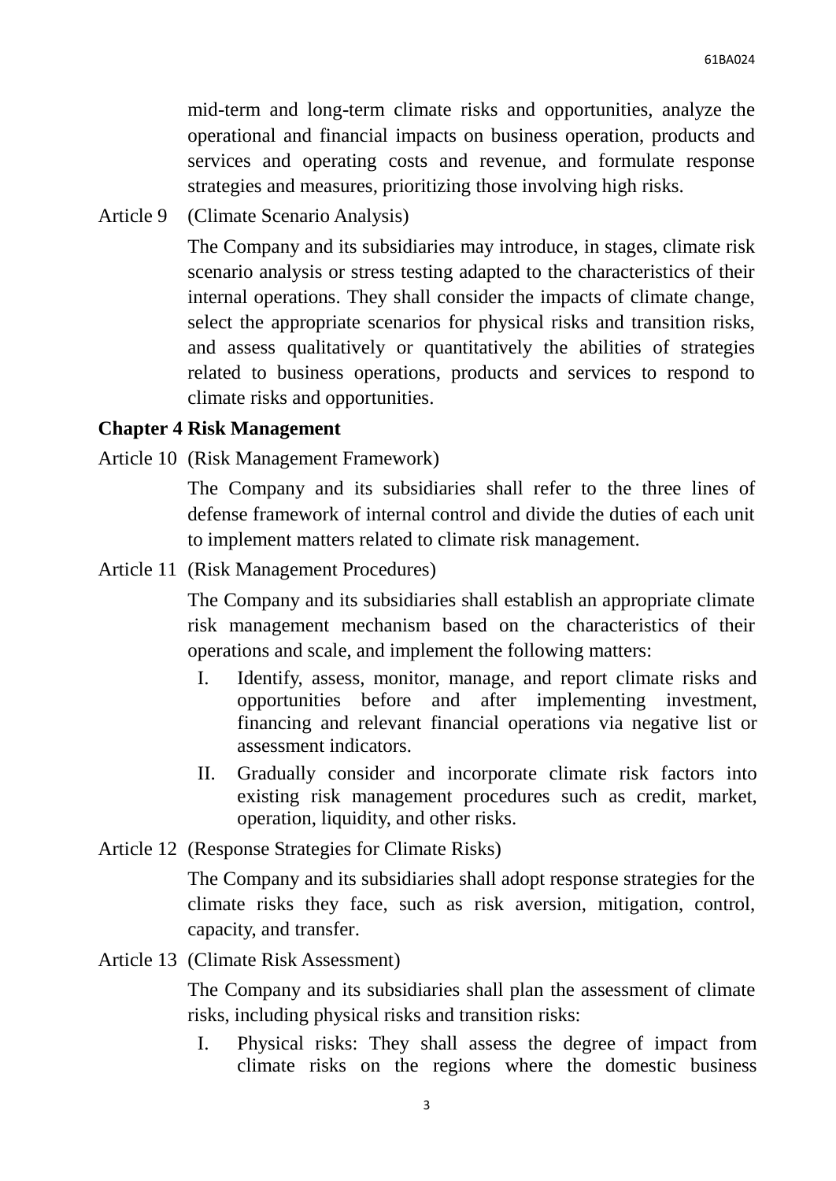mid-term and long-term climate risks and opportunities, analyze the operational and financial impacts on business operation, products and services and operating costs and revenue, and formulate response strategies and measures, prioritizing those involving high risks.

Article 9 (Climate Scenario Analysis)

The Company and its subsidiaries may introduce, in stages, climate risk scenario analysis or stress testing adapted to the characteristics of their internal operations. They shall consider the impacts of climate change, select the appropriate scenarios for physical risks and transition risks, and assess qualitatively or quantitatively the abilities of strategies related to business operations, products and services to respond to climate risks and opportunities.

**Chapter 4 Risk Management**

Article 10 (Risk Management Framework)

The Company and its subsidiaries shall refer to the three lines of defense framework of internal control and divide the duties of each unit to implement matters related to climate risk management.

Article 11 (Risk Management Procedures)

The Company and its subsidiaries shall establish an appropriate climate risk management mechanism based on the characteristics of their operations and scale, and implement the following matters:

I. Identify, assess, monitor, manage, and report climate risks and opportunities before and after implementing investment, financing and relevant financial operations via negative list or assessment indicators.

II. Gradually consider and incorporate climate risk factors into existing risk management procedures such as credit, market, operation, liquidity, and other risks.

Article 12 (Response Strategies for Climate Risks)

The Company and its subsidiaries shall adopt response strategies for the climate risks they face, such as risk aversion, mitigation, control, capacity, and transfer.

Article 13 (Climate Risk Assessment)

The Company and its subsidiaries shall plan the assessment of climate risks, including physical risks and transition risks:

I. Physical risks: They shall assess the degree of impact from climate risks on the regions where the domestic business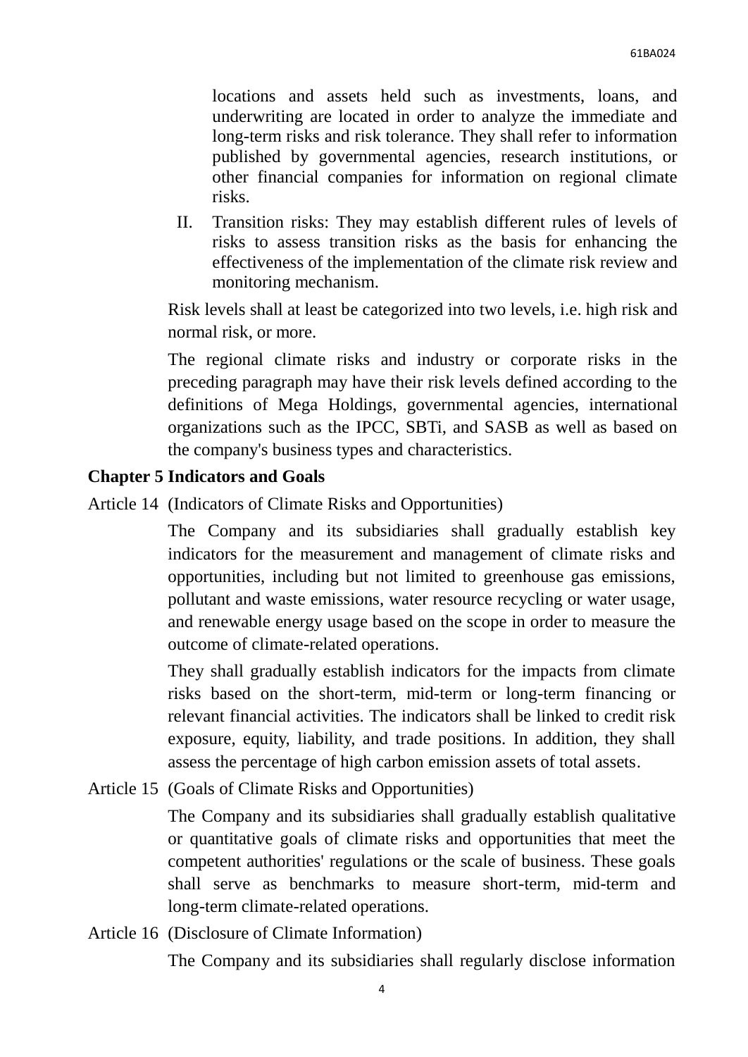locations and assets held such as investments, loans, and underwriting are located in order to analyze the immediate and long-term risks and risk tolerance. They shall refer to information published by governmental agencies, research institutions, or other financial companies for information on regional climate risks.

II. Transition risks: They may establish different rules of levels of risks to assess transition risks as the basis for enhancing the effectiveness of the implementation of the climate risk review and monitoring mechanism.

Risk levels shall at least be categorized into two levels, i.e. high risk and normal risk, or more.

The regional climate risks and industry or corporate risks in the preceding paragraph may have their risk levels defined according to the definitions of Mega Holdings, governmental agencies, international organizations such as the IPCC, SBTi, and SASB as well as based on the company's business types and characteristics.

## Chapter 5 Indicators and Goals

Article 14 (Indicators of Climate Risks and Opportunities)

The Company and its subsidiaries shall gradually establish key indicators for the measurement and management of climate risks and opportunities, including but not limited to greenhouse gas emissions, pollutant and waste emissions, water resource recycling or water usage, and renewable energy usage based on the scope in order to measure the outcome of climate-related operations.

They shall gradually establish indicators for the impacts from climate risks based on the short-term, mid-term or long-term financing or relevant financial activities. The indicators shall be linked to credit risk exposure, equity, liability, and trade positions. In addition, they shall assess the percentage of high carbon emission assets of total assets.

Article 15 (Goals of Climate Risks and Opportunities)

The Company and its subsidiaries shall gradually establish qualitative or quantitative goals of climate risks and opportunities that meet the competent authorities' regulations or the scale of business. These goals shall serve as benchmarks to measure short-term, mid-term and long-term climate-related operations.

Article 16 (Disclosure of Climate Information)

The Company and its subsidiaries shall regularly disclose information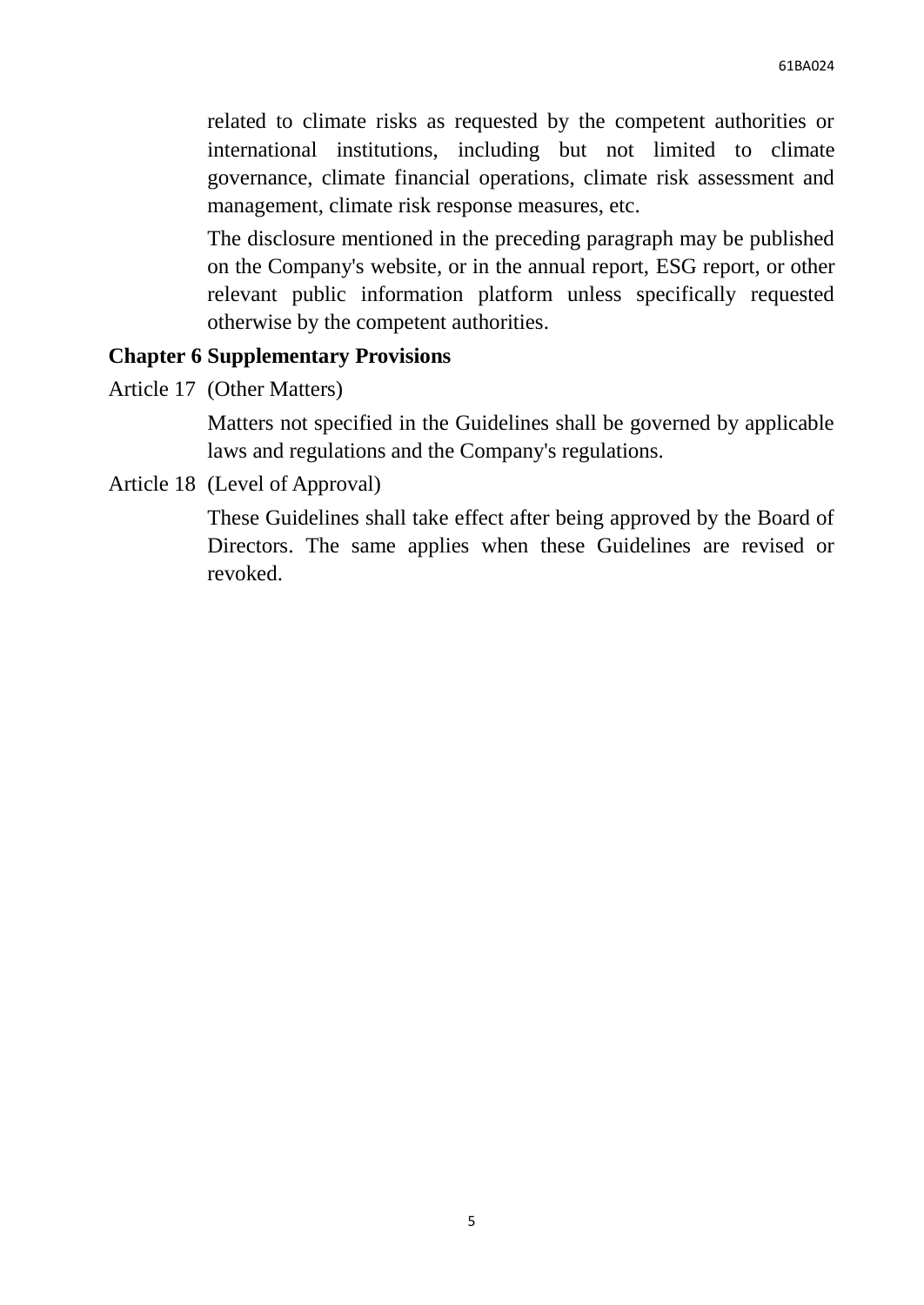related to climate risks as requested by the competent authorities or international institutions, including but not limited to climate governance, climate financial operations, climate risk assessment and management, climate risk response measures, etc.

The disclosure mentioned in the preceding paragraph may be published on the Company's website, or in the annual report, ESG report, or other relevant public information platform unless specifically requested otherwise by the competent authorities.

## Chapter 6 Supplementary Provisions

Article 17 (Other Matters)

Matters not specified in the Guidelines shall be governed by applicable laws and regulations and the Company's regulations.

Article 18 (Level of Approval)

These Guidelines shall take effect after being approved by the Board of Directors. The same applies when these Guidelines are revised or revoked.